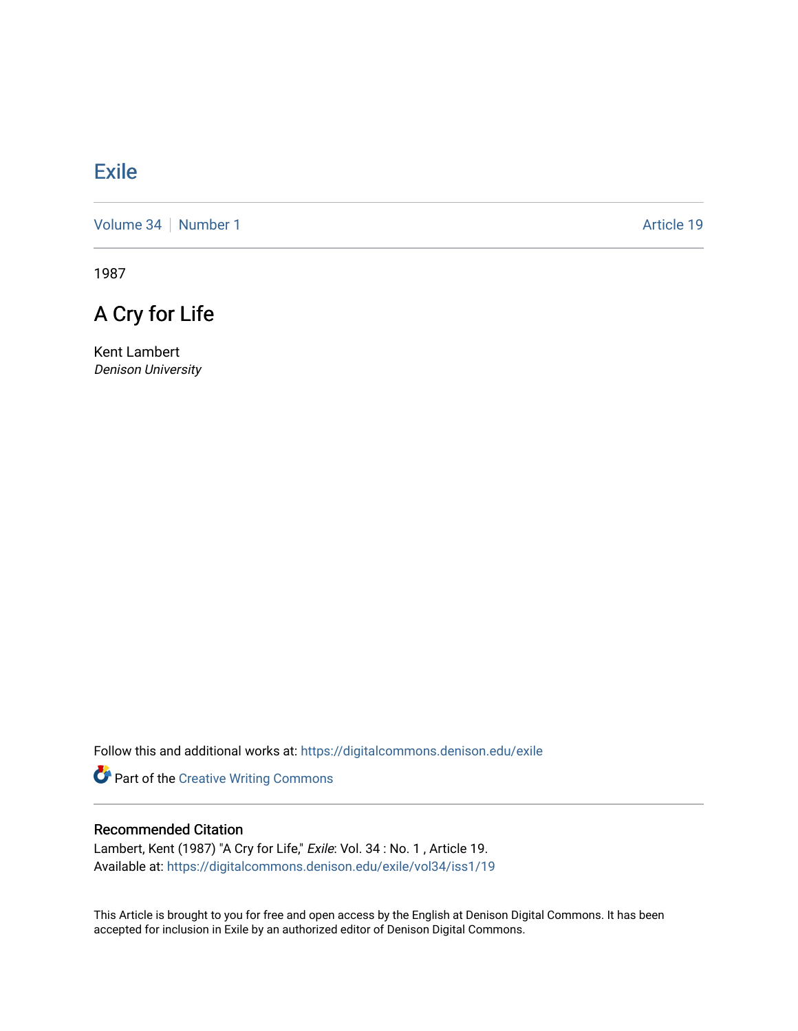# Exile

Volume 34 | Number 1 | Article 19

1987

## A Cry for Life

Kent Lambert
*Denison University*

Follow this and additional works at: https://digitalcommons.denison.edu/exile

Part of the Creative Writing Commons

### Recommended Citation

Lambert, Kent (1987) "A Cry for Life," *Exile*: Vol. 34 : No. 1 , Article 19.
Available at: https://digitalcommons.denison.edu/exile/vol34/iss1/19

This Article is brought to you for free and open access by the English at Denison Digital Commons. It has been accepted for inclusion in Exile by an authorized editor of Denison Digital Commons.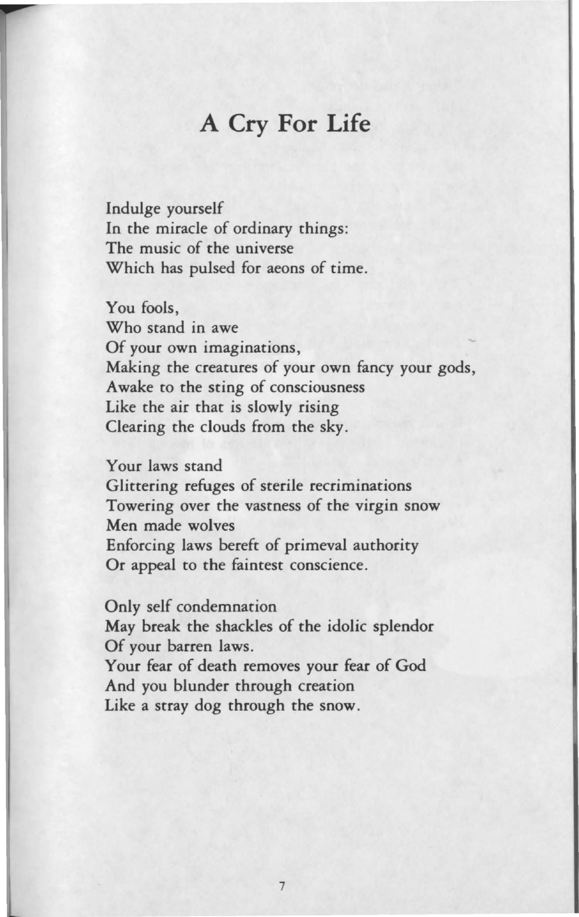## A Cry For Life

Indulge yourself  
In the miracle of ordinary things:  
The music of the universe  
Which has pulsed for aeons of time.

You fools,  
Who stand in awe  
Of your own imaginations,  
Making the creatures of your own fancy your gods,  
Awake to the sting of consciousness  
Like the air that is slowly rising  
Clearing the clouds from the sky.

Your laws stand  
Glittering refuges of sterile recriminations  
Towering over the vastness of the virgin snow  
Men made wolves  
Enforcing laws bereft of primeval authority  
Or appeal to the faintest conscience.

Only self condemnation  
May break the shackles of the idolic splendor  
Of your barren laws.  
Your fear of death removes your fear of God  
And you blunder through creation  
Like a stray dog through the snow.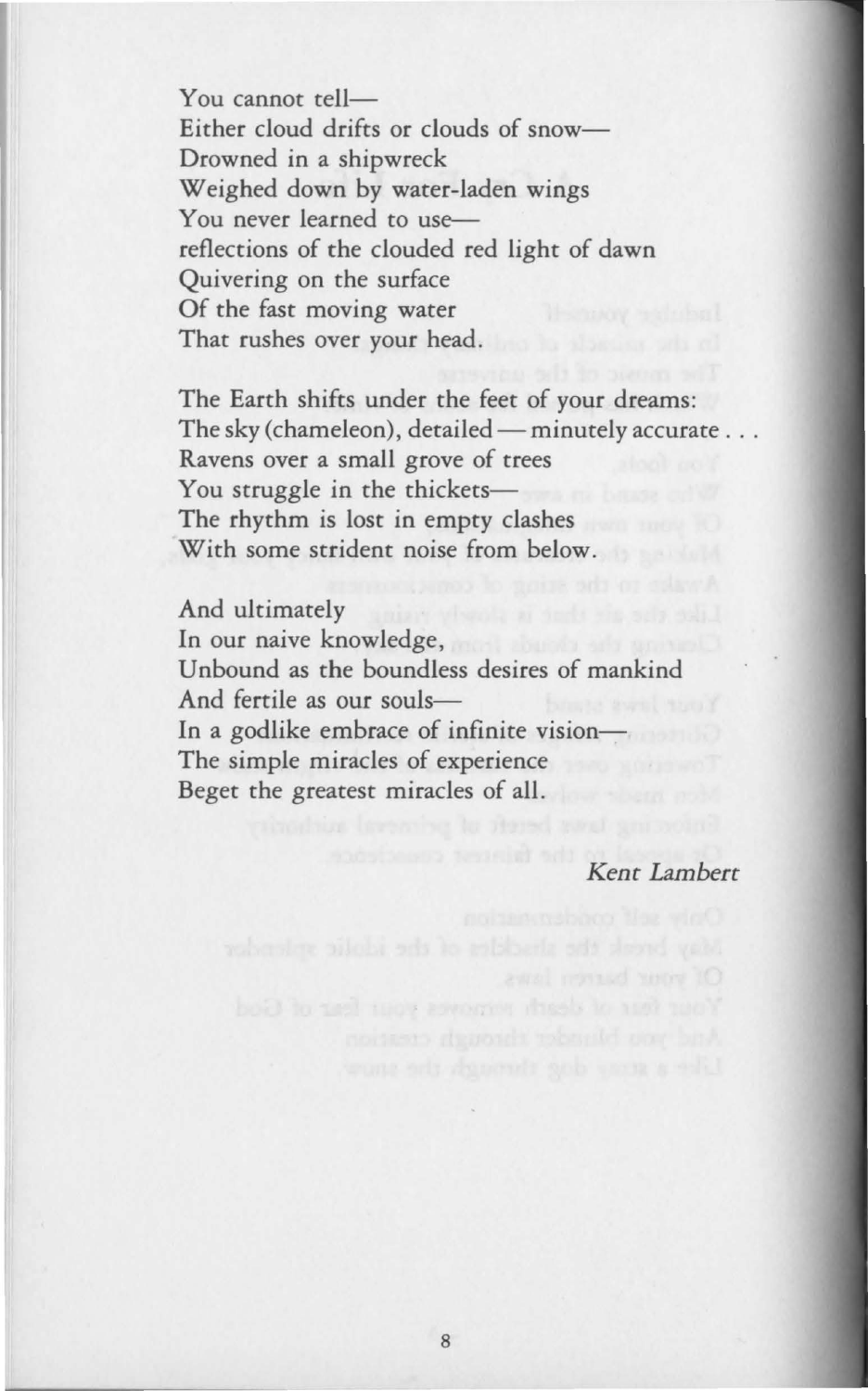You cannot tell—
Either cloud drifts or clouds of snow—
Drowned in a shipwreck
Weighed down by water-laden wings
You never learned to use—
reflections of the clouded red light of dawn
Quivering on the surface
Of the fast moving water
That rushes over your head.

The Earth shifts under the feet of your dreams:
The sky (chameleon), detailed — minutely accurate . . .
Ravens over a small grove of trees
You struggle in the thickets—
The rhythm is lost in empty clashes
With some strident noise from below.

And ultimately
In our naive knowledge,
Unbound as the boundless desires of mankind
And fertile as our souls—
In a godlike embrace of infinite vision—
The simple miracles of experience
Beget the greatest miracles of all.

*Kent Lambert*